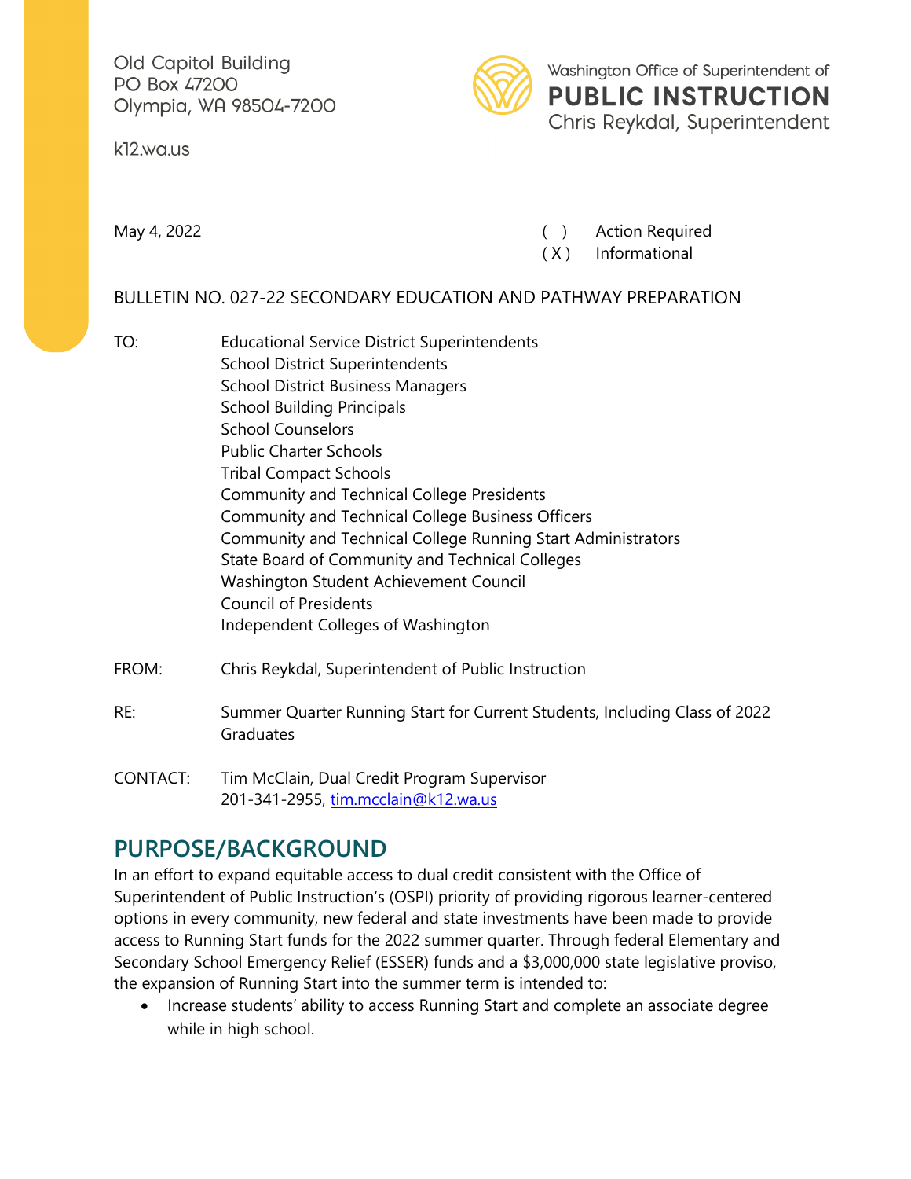Old Capitol Building
PO Box 47200
Olympia, WA 98504-7200

k12.wa.us

Washington Office of Superintendent of
**PUBLIC INSTRUCTION**
Chris Reykdal, Superintendent

May 4, 2022

( ) Action Required
( X ) Informational

BULLETIN NO. 027-22 SECONDARY EDUCATION AND PATHWAY PREPARATION

TO: Educational Service District Superintendents
School District Superintendents
School District Business Managers
School Building Principals
School Counselors
Public Charter Schools
Tribal Compact Schools
Community and Technical College Presidents
Community and Technical College Business Officers
Community and Technical College Running Start Administrators
State Board of Community and Technical Colleges
Washington Student Achievement Council
Council of Presidents
Independent Colleges of Washington

FROM: Chris Reykdal, Superintendent of Public Instruction

RE: Summer Quarter Running Start for Current Students, Including Class of 2022 Graduates

CONTACT: Tim McClain, Dual Credit Program Supervisor
201-341-2955, tim.mcclain@k12.wa.us

## PURPOSE/BACKGROUND

In an effort to expand equitable access to dual credit consistent with the Office of Superintendent of Public Instruction's (OSPI) priority of providing rigorous learner-centered options in every community, new federal and state investments have been made to provide access to Running Start funds for the 2022 summer quarter. Through federal Elementary and Secondary School Emergency Relief (ESSER) funds and a $3,000,000 state legislative proviso, the expansion of Running Start into the summer term is intended to:

- Increase students' ability to access Running Start and complete an associate degree while in high school.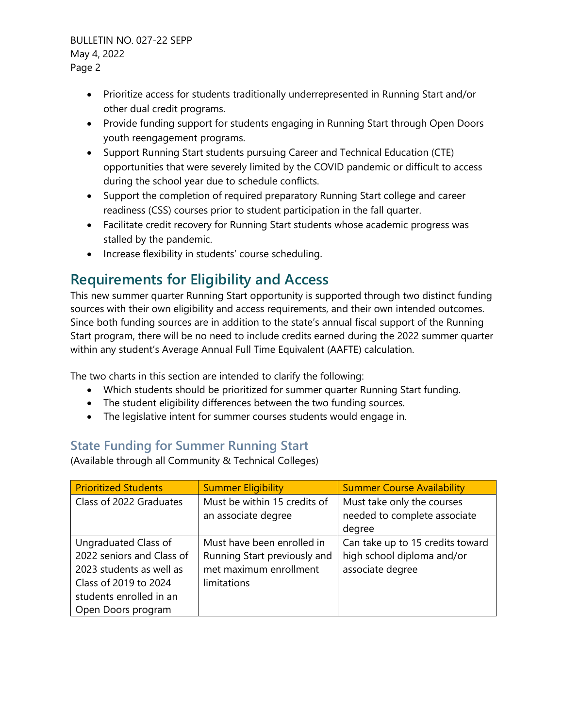- Prioritize access for students traditionally underrepresented in Running Start and/or other dual credit programs.
- Provide funding support for students engaging in Running Start through Open Doors youth reengagement programs.
- Support Running Start students pursuing Career and Technical Education (CTE) opportunities that were severely limited by the COVID pandemic or difficult to access during the school year due to schedule conflicts.
- Support the completion of required preparatory Running Start college and career readiness (CSS) courses prior to student participation in the fall quarter.
- Facilitate credit recovery for Running Start students whose academic progress was stalled by the pandemic.
- Increase flexibility in students' course scheduling.

## Requirements for Eligibility and Access

This new summer quarter Running Start opportunity is supported through two distinct funding sources with their own eligibility and access requirements, and their own intended outcomes. Since both funding sources are in addition to the state's annual fiscal support of the Running Start program, there will be no need to include credits earned during the 2022 summer quarter within any student's Average Annual Full Time Equivalent (AAFTE) calculation.

The two charts in this section are intended to clarify the following:

- Which students should be prioritized for summer quarter Running Start funding.
- The student eligibility differences between the two funding sources.
- The legislative intent for summer courses students would engage in.

### State Funding for Summer Running Start

(Available through all Community & Technical Colleges)

| Prioritized Students | Summer Eligibility | Summer Course Availability |
|---|---|---|
| Class of 2022 Graduates | Must be within 15 credits of an associate degree | Must take only the courses needed to complete associate degree |
| Ungraduated Class of 2022 seniors and Class of 2023 students as well as Class of 2019 to 2024 students enrolled in an Open Doors program | Must have been enrolled in Running Start previously and met maximum enrollment limitations | Can take up to 15 credits toward high school diploma and/or associate degree |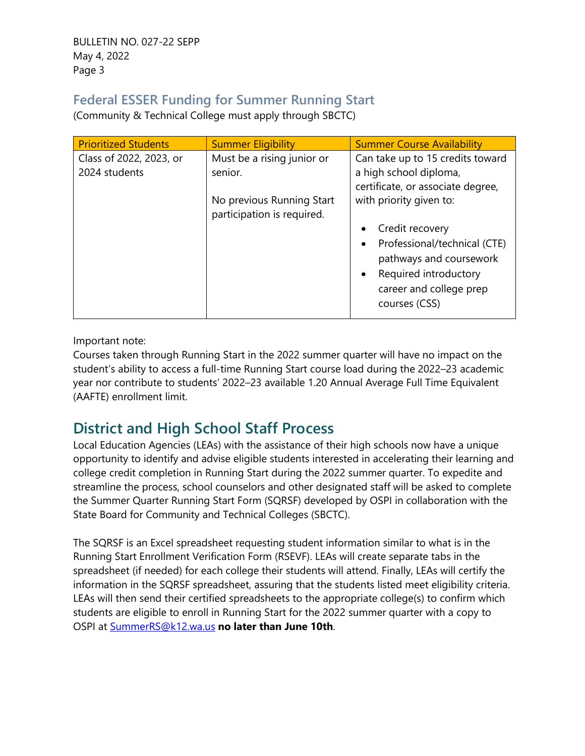## Federal ESSER Funding for Summer Running Start

(Community & Technical College must apply through SBCTC)

| Prioritized Students | Summer Eligibility | Summer Course Availability |
|---|---|---|
| Class of 2022, 2023, or 2024 students | Must be a rising junior or senior.<br><br>No previous Running Start participation is required. | Can take up to 15 credits toward a high school diploma, certificate, or associate degree, with priority given to:<br><br>• Credit recovery<br>• Professional/technical (CTE) pathways and coursework<br>• Required introductory career and college prep courses (CSS) |

Important note:
Courses taken through Running Start in the 2022 summer quarter will have no impact on the student's ability to access a full-time Running Start course load during the 2022–23 academic year nor contribute to students' 2022–23 available 1.20 Annual Average Full Time Equivalent (AAFTE) enrollment limit.

# District and High School Staff Process

Local Education Agencies (LEAs) with the assistance of their high schools now have a unique opportunity to identify and advise eligible students interested in accelerating their learning and college credit completion in Running Start during the 2022 summer quarter. To expedite and streamline the process, school counselors and other designated staff will be asked to complete the Summer Quarter Running Start Form (SQRSF) developed by OSPI in collaboration with the State Board for Community and Technical Colleges (SBCTC).

The SQRSF is an Excel spreadsheet requesting student information similar to what is in the Running Start Enrollment Verification Form (RSEVF). LEAs will create separate tabs in the spreadsheet (if needed) for each college their students will attend. Finally, LEAs will certify the information in the SQRSF spreadsheet, assuring that the students listed meet eligibility criteria. LEAs will then send their certified spreadsheets to the appropriate college(s) to confirm which students are eligible to enroll in Running Start for the 2022 summer quarter with a copy to OSPI at [SummerRS@k12.wa.us](mailto:SummerRS@k12.wa.us) **no later than June 10th**.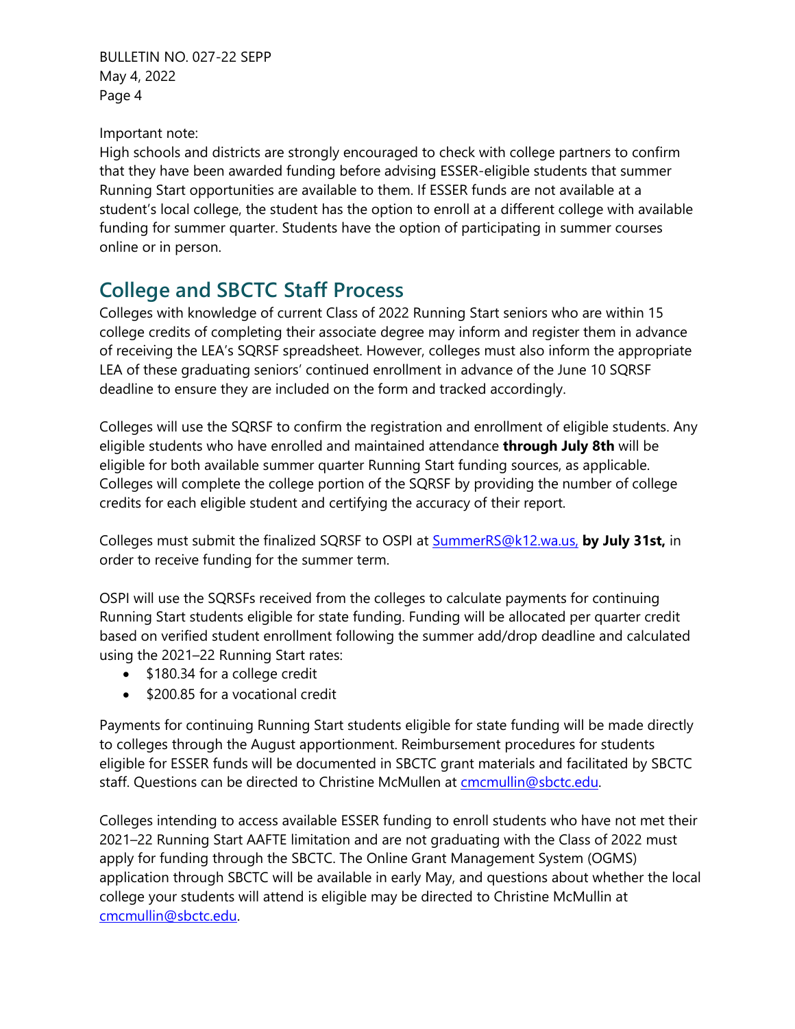Important note:
High schools and districts are strongly encouraged to check with college partners to confirm that they have been awarded funding before advising ESSER-eligible students that summer Running Start opportunities are available to them. If ESSER funds are not available at a student's local college, the student has the option to enroll at a different college with available funding for summer quarter. Students have the option of participating in summer courses online or in person.

## College and SBCTC Staff Process

Colleges with knowledge of current Class of 2022 Running Start seniors who are within 15 college credits of completing their associate degree may inform and register them in advance of receiving the LEA's SQRSF spreadsheet. However, colleges must also inform the appropriate LEA of these graduating seniors' continued enrollment in advance of the June 10 SQRSF deadline to ensure they are included on the form and tracked accordingly.

Colleges will use the SQRSF to confirm the registration and enrollment of eligible students. Any eligible students who have enrolled and maintained attendance **through July 8th** will be eligible for both available summer quarter Running Start funding sources, as applicable. Colleges will complete the college portion of the SQRSF by providing the number of college credits for each eligible student and certifying the accuracy of their report.

Colleges must submit the finalized SQRSF to OSPI at [SummerRS@k12.wa.us,](mailto:SummerRS@k12.wa.us) **by July 31st,** in order to receive funding for the summer term.

OSPI will use the SQRSFs received from the colleges to calculate payments for continuing Running Start students eligible for state funding. Funding will be allocated per quarter credit based on verified student enrollment following the summer add/drop deadline and calculated using the 2021–22 Running Start rates:

- $180.34 for a college credit
- $200.85 for a vocational credit

Payments for continuing Running Start students eligible for state funding will be made directly to colleges through the August apportionment. Reimbursement procedures for students eligible for ESSER funds will be documented in SBCTC grant materials and facilitated by SBCTC staff. Questions can be directed to Christine McMullen at [cmcmullin@sbctc.edu](mailto:cmcmullin@sbctc.edu).

Colleges intending to access available ESSER funding to enroll students who have not met their 2021–22 Running Start AAFTE limitation and are not graduating with the Class of 2022 must apply for funding through the SBCTC. The Online Grant Management System (OGMS) application through SBCTC will be available in early May, and questions about whether the local college your students will attend is eligible may be directed to Christine McMullin at [cmcmullin@sbctc.edu](mailto:cmcmullin@sbctc.edu).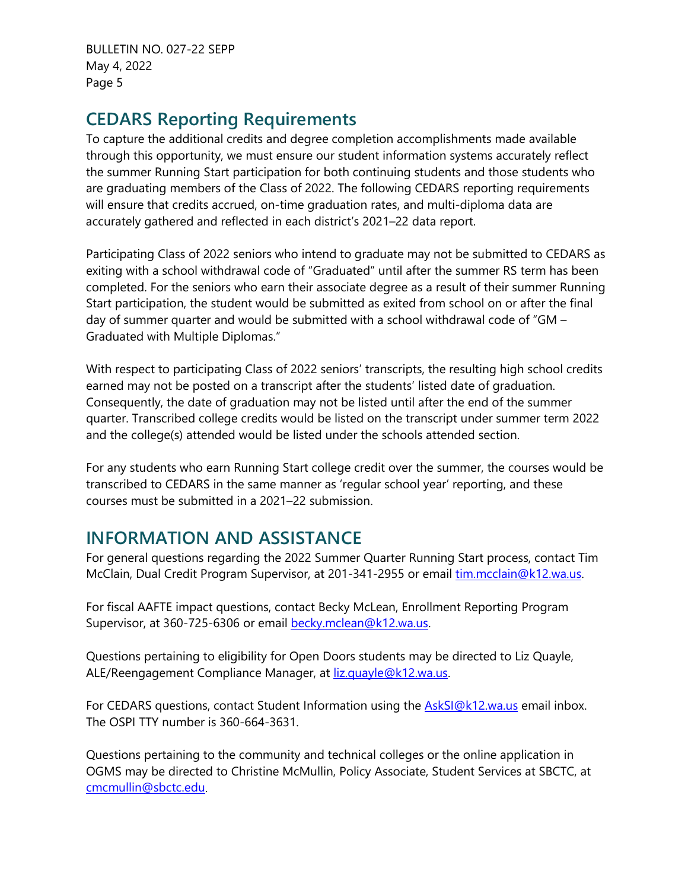## CEDARS Reporting Requirements

To capture the additional credits and degree completion accomplishments made available through this opportunity, we must ensure our student information systems accurately reflect the summer Running Start participation for both continuing students and those students who are graduating members of the Class of 2022. The following CEDARS reporting requirements will ensure that credits accrued, on-time graduation rates, and multi-diploma data are accurately gathered and reflected in each district's 2021–22 data report.

Participating Class of 2022 seniors who intend to graduate may not be submitted to CEDARS as exiting with a school withdrawal code of "Graduated" until after the summer RS term has been completed. For the seniors who earn their associate degree as a result of their summer Running Start participation, the student would be submitted as exited from school on or after the final day of summer quarter and would be submitted with a school withdrawal code of "GM – Graduated with Multiple Diplomas."

With respect to participating Class of 2022 seniors' transcripts, the resulting high school credits earned may not be posted on a transcript after the students' listed date of graduation. Consequently, the date of graduation may not be listed until after the end of the summer quarter. Transcribed college credits would be listed on the transcript under summer term 2022 and the college(s) attended would be listed under the schools attended section.

For any students who earn Running Start college credit over the summer, the courses would be transcribed to CEDARS in the same manner as 'regular school year' reporting, and these courses must be submitted in a 2021–22 submission.

## INFORMATION AND ASSISTANCE

For general questions regarding the 2022 Summer Quarter Running Start process, contact Tim McClain, Dual Credit Program Supervisor, at 201-341-2955 or email [tim.mcclain@k12.wa.us](mailto:tim.mcclain@k12.wa.us).

For fiscal AAFTE impact questions, contact Becky McLean, Enrollment Reporting Program Supervisor, at 360-725-6306 or email [becky.mclean@k12.wa.us](mailto:becky.mclean@k12.wa.us).

Questions pertaining to eligibility for Open Doors students may be directed to Liz Quayle, ALE/Reengagement Compliance Manager, at [liz.quayle@k12.wa.us](mailto:liz.quayle@k12.wa.us).

For CEDARS questions, contact Student Information using the [AskSI@k12.wa.us](mailto:AskSI@k12.wa.us) email inbox. The OSPI TTY number is 360-664-3631.

Questions pertaining to the community and technical colleges or the online application in OGMS may be directed to Christine McMullin, Policy Associate, Student Services at SBCTC, at [cmcmullin@sbctc.edu](mailto:cmcmullin@sbctc.edu).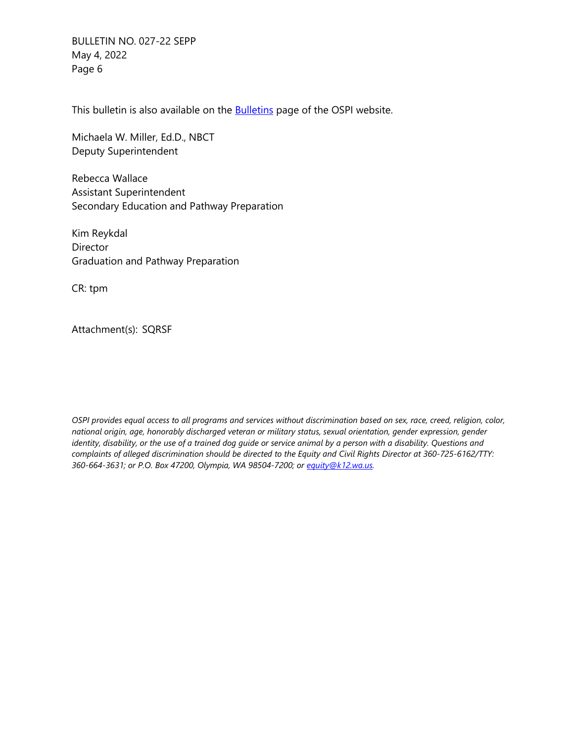This bulletin is also available on the [Bulletins](#) page of the OSPI website.

Michaela W. Miller, Ed.D., NBCT
Deputy Superintendent

Rebecca Wallace
Assistant Superintendent
Secondary Education and Pathway Preparation

Kim Reykdal
Director
Graduation and Pathway Preparation

CR: tpm

Attachment(s): SQRSF

*OSPI provides equal access to all programs and services without discrimination based on sex, race, creed, religion, color, national origin, age, honorably discharged veteran or military status, sexual orientation, gender expression, gender identity, disability, or the use of a trained dog guide or service animal by a person with a disability. Questions and complaints of alleged discrimination should be directed to the Equity and Civil Rights Director at 360-725-6162/TTY: 360-664-3631; or P.O. Box 47200, Olympia, WA 98504-7200; or [equity@k12.wa.us](mailto:equity@k12.wa.us).*